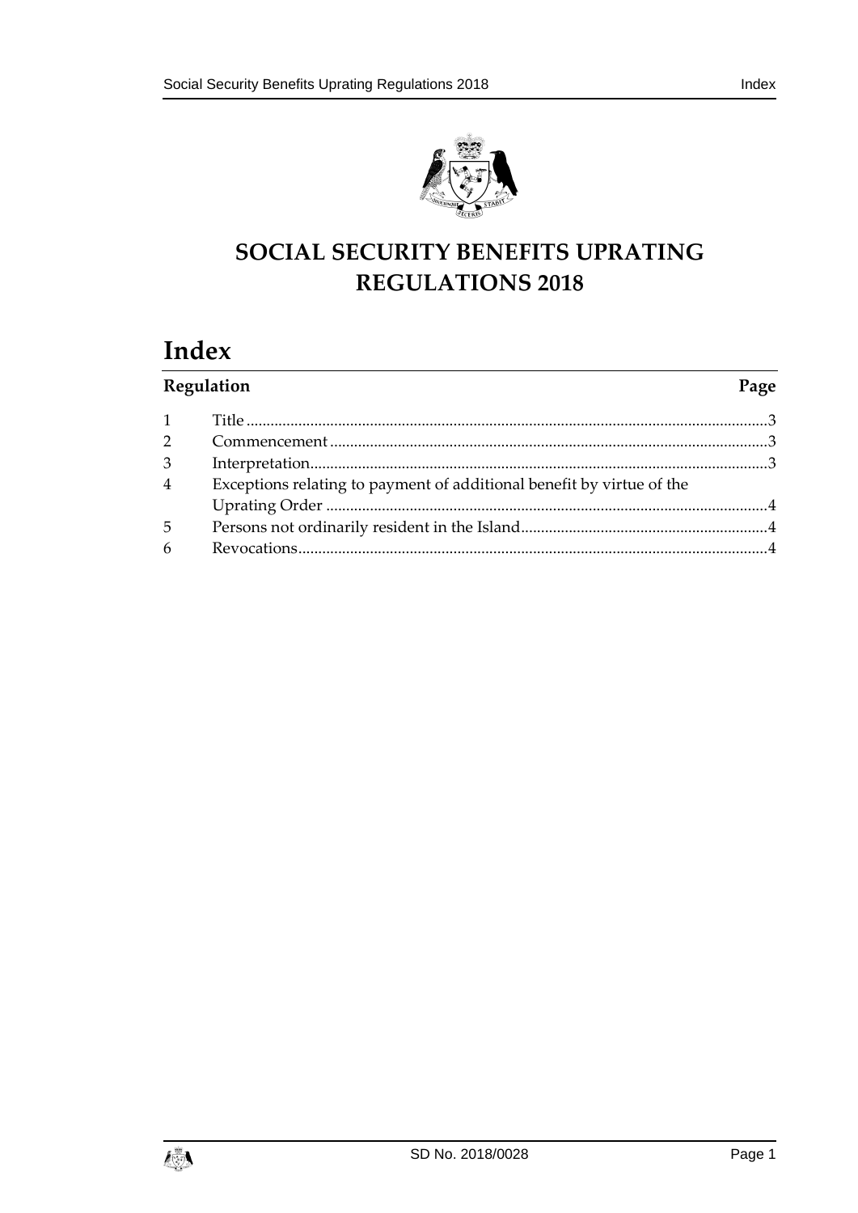# SOCIAL SECURITY BENEFITS UPRATING REGULATIONS 2018

## Index

| Regulation | | Page |
|---|---|---|
| 1 | Title | 3 |
| 2 | Commencement | 3 |
| 3 | Interpretation | 3 |
| 4 | Exceptions relating to payment of additional benefit by virtue of the Uprating Order | 4 |
| 5 | Persons not ordinarily resident in the Island | 4 |
| 6 | Revocations | 4 |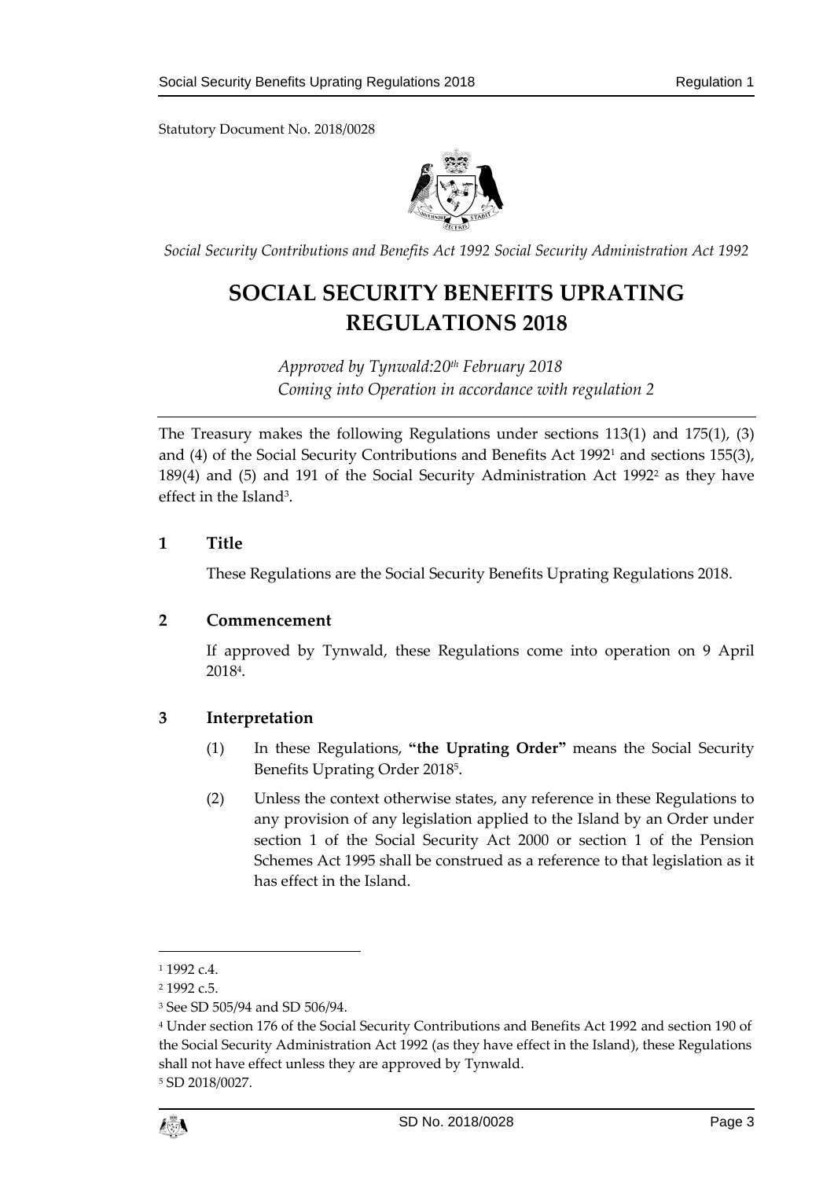Statutory Document No. 2018/0028

*Social Security Contributions and Benefits Act 1992 Social Security Administration Act 1992*

# SOCIAL SECURITY BENEFITS UPRATING REGULATIONS 2018

*Approved by Tynwald:20th February 2018*
*Coming into Operation in accordance with regulation 2*

The Treasury makes the following Regulations under sections 113(1) and 175(1), (3) and (4) of the Social Security Contributions and Benefits Act 1992[1] and sections 155(3), 189(4) and (5) and 191 of the Social Security Administration Act 1992[2] as they have effect in the Island[3].

## 1 Title

These Regulations are the Social Security Benefits Uprating Regulations 2018.

## 2 Commencement

If approved by Tynwald, these Regulations come into operation on 9 April 2018[4].

## 3 Interpretation

(1) In these Regulations, **"the Uprating Order"** means the Social Security Benefits Uprating Order 2018[5].

(2) Unless the context otherwise states, any reference in these Regulations to any provision of any legislation applied to the Island by an Order under section 1 of the Social Security Act 2000 or section 1 of the Pension Schemes Act 1995 shall be construed as a reference to that legislation as it has effect in the Island.

---

[1] 1992 c.4.

[2] 1992 c.5.

[3] See SD 505/94 and SD 506/94.

[4] Under section 176 of the Social Security Contributions and Benefits Act 1992 and section 190 of the Social Security Administration Act 1992 (as they have effect in the Island), these Regulations shall not have effect unless they are approved by Tynwald.

[5] SD 2018/0027.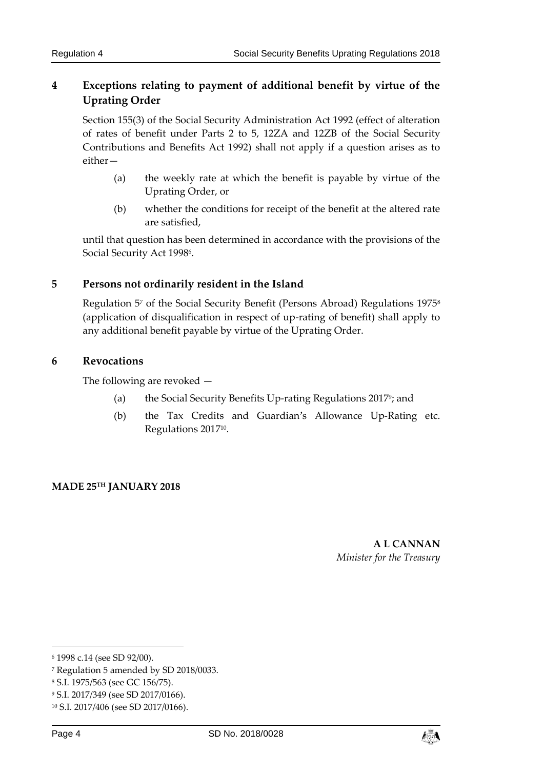## 4 Exceptions relating to payment of additional benefit by virtue of the Uprating Order

Section 155(3) of the Social Security Administration Act 1992 (effect of alteration of rates of benefit under Parts 2 to 5, 12ZA and 12ZB of the Social Security Contributions and Benefits Act 1992) shall not apply if a question arises as to either—

(a) the weekly rate at which the benefit is payable by virtue of the Uprating Order, or

(b) whether the conditions for receipt of the benefit at the altered rate are satisfied,

until that question has been determined in accordance with the provisions of the Social Security Act 1998[6].

## 5 Persons not ordinarily resident in the Island

Regulation 5[7] of the Social Security Benefit (Persons Abroad) Regulations 1975[8] (application of disqualification in respect of up-rating of benefit) shall apply to any additional benefit payable by virtue of the Uprating Order.

## 6 Revocations

The following are revoked —

(a) the Social Security Benefits Up-rating Regulations 2017[9]; and

(b) the Tax Credits and Guardian's Allowance Up-Rating etc. Regulations 2017[10].

**MADE 25TH JANUARY 2018**

**A L CANNAN**
*Minister for the Treasury*

---

[6] 1998 c.14 (see SD 92/00).

[7] Regulation 5 amended by SD 2018/0033.

[8] S.I. 1975/563 (see GC 156/75).

[9] S.I. 2017/349 (see SD 2017/0166).

[10] S.I. 2017/406 (see SD 2017/0166).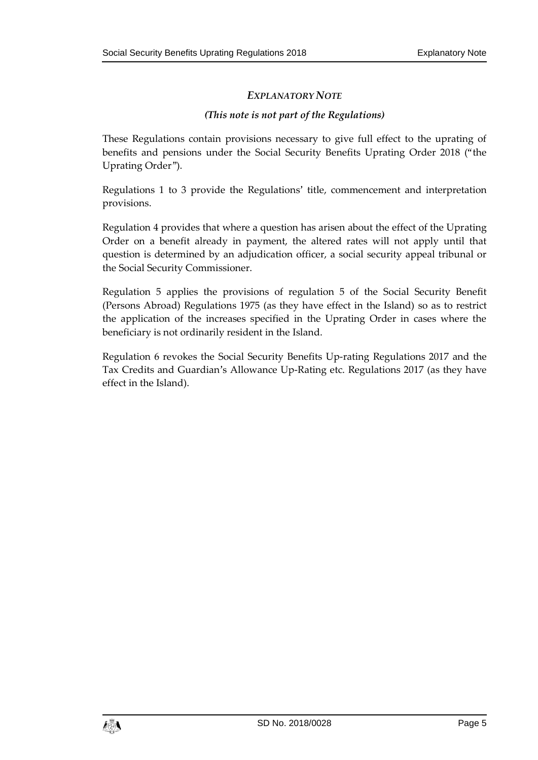*EXPLANATORY NOTE*

*(This note is not part of the Regulations)*

These Regulations contain provisions necessary to give full effect to the uprating of benefits and pensions under the Social Security Benefits Uprating Order 2018 ("the Uprating Order").

Regulations 1 to 3 provide the Regulations' title, commencement and interpretation provisions.

Regulation 4 provides that where a question has arisen about the effect of the Uprating Order on a benefit already in payment, the altered rates will not apply until that question is determined by an adjudication officer, a social security appeal tribunal or the Social Security Commissioner.

Regulation 5 applies the provisions of regulation 5 of the Social Security Benefit (Persons Abroad) Regulations 1975 (as they have effect in the Island) so as to restrict the application of the increases specified in the Uprating Order in cases where the beneficiary is not ordinarily resident in the Island.

Regulation 6 revokes the Social Security Benefits Up-rating Regulations 2017 and the Tax Credits and Guardian's Allowance Up-Rating etc. Regulations 2017 (as they have effect in the Island).